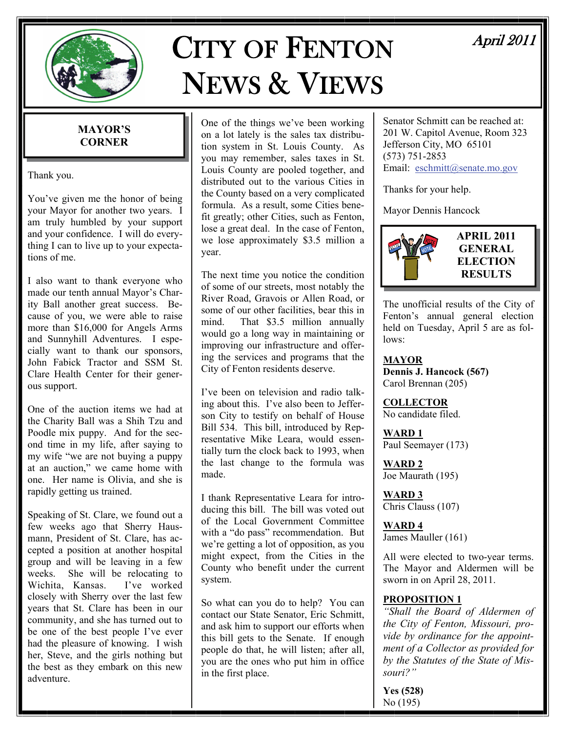# CITY OF FENTON NEWS & VIEWS

*April 2011*

## MAYOR'S CORNER

Thank you.

You've given me the honor of being your Mayor for another two years. I am truly humbled by your support and your confidence. I will do everything I can to live up to your expectations of me.

I also want to thank everyone who made our tenth annual Mayor's Charity Ball another great success. Because of you, we were able to raise more than $16,000 for Angels Arms and Sunnyhill Adventures. I especially want to thank our sponsors, John Fabick Tractor and SSM St. Clare Health Center for their generous support.

One of the auction items we had at the Charity Ball was a Shih Tzu and Poodle mix puppy. And for the second time in my life, after saying to my wife "we are not buying a puppy at an auction," we came home with one. Her name is Olivia, and she is rapidly getting us trained.

Speaking of St. Clare, we found out a few weeks ago that Sherry Hausmann, President of St. Clare, has accepted a position at another hospital group and will be leaving in a few weeks. She will be relocating to Wichita, Kansas. I've worked closely with Sherry over the last few years that St. Clare has been in our community, and she has turned out to be one of the best people I've ever had the pleasure of knowing. I wish her, Steve, and the girls nothing but the best as they embark on this new adventure.

One of the things we've been working on a lot lately is the sales tax distribution system in St. Louis County. As you may remember, sales taxes in St. Louis County are pooled together, and distributed out to the various Cities in the County based on a very complicated formula. As a result, some Cities benefit greatly; other Cities, such as Fenton, lose a great deal. In the case of Fenton, we lose approximately $3.5 million a year.

The next time you notice the condition of some of our streets, most notably the River Road, Gravois or Allen Road, or some of our other facilities, bear this in mind. That $3.5 million annually would go a long way in maintaining or improving our infrastructure and offering the services and programs that the City of Fenton residents deserve.

I've been on television and radio talking about this. I've also been to Jefferson City to testify on behalf of House Bill 534. This bill, introduced by Representative Mike Leara, would essentially turn the clock back to 1993, when the last change to the formula was made.

I thank Representative Leara for introducing this bill. The bill was voted out of the Local Government Committee with a "do pass" recommendation. But we're getting a lot of opposition, as you might expect, from the Cities in the County who benefit under the current system.

So what can you do to help? You can contact our State Senator, Eric Schmitt, and ask him to support our efforts when this bill gets to the Senate. If enough people do that, he will listen; after all, you are the ones who put him in office in the first place.

Senator Schmitt can be reached at:
201 W. Capitol Avenue, Room 323
Jefferson City, MO 65101
(573) 751-2853
Email: eschmitt@senate.mo.gov

Thanks for your help.

Mayor Dennis Hancock

## APRIL 2011 GENERAL ELECTION RESULTS

The unofficial results of the City of Fenton's annual general election held on Tuesday, April 5 are as follows:

**MAYOR**
**Dennis J. Hancock (567)**
Carol Brennan (205)

**COLLECTOR**
No candidate filed.

**WARD 1**
Paul Seemayer (173)

**WARD 2**
Joe Maurath (195)

**WARD 3**
Chris Clauss (107)

**WARD 4**
James Mauller (161)

All were elected to two-year terms. The Mayor and Aldermen will be sworn in on April 28, 2011.

**PROPOSITION 1**
*"Shall the Board of Aldermen of the City of Fenton, Missouri, provide by ordinance for the appointment of a Collector as provided for by the Statutes of the State of Missouri?"*

**Yes (528)**
No (195)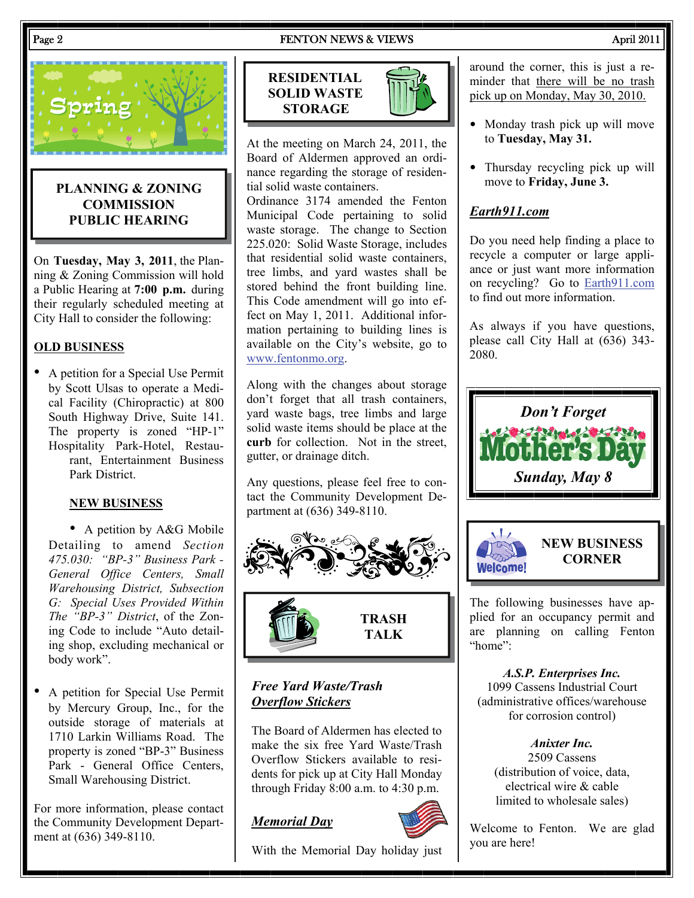## PLANNING & ZONING COMMISSION PUBLIC HEARING

On **Tuesday, May 3, 2011**, the Planning & Zoning Commission will hold a Public Hearing at **7:00 p.m.** during their regularly scheduled meeting at City Hall to consider the following:

**OLD BUSINESS**

- A petition for a Special Use Permit by Scott Ulsas to operate a Medical Facility (Chiropractic) at 800 South Highway Drive, Suite 141. The property is zoned "HP-1" Hospitality Park-Hotel, Restaurant, Entertainment Business Park District.

**NEW BUSINESS**

- A petition by A&G Mobile Detailing to amend *Section 475.030: "BP-3" Business Park - General Office Centers, Small Warehousing District, Subsection G: Special Uses Provided Within The "BP-3" District*, of the Zoning Code to include "Auto detailing shop, excluding mechanical or body work".

- A petition for Special Use Permit by Mercury Group, Inc., for the outside storage of materials at 1710 Larkin Williams Road. The property is zoned "BP-3" Business Park - General Office Centers, Small Warehousing District.

For more information, please contact the Community Development Department at (636) 349-8110.

## RESIDENTIAL SOLID WASTE STORAGE

At the meeting on March 24, 2011, the Board of Aldermen approved an ordinance regarding the storage of residential solid waste containers.

Ordinance 3174 amended the Fenton Municipal Code pertaining to solid waste storage. The change to Section 225.020: Solid Waste Storage, includes that residential solid waste containers, tree limbs, and yard wastes shall be stored behind the front building line. This Code amendment will go into effect on May 1, 2011. Additional information pertaining to building lines is available on the City's website, go to www.fentonmo.org.

Along with the changes about storage don't forget that all trash containers, yard waste bags, tree limbs and large solid waste items should be place at the **curb** for collection. Not in the street, gutter, or drainage ditch.

Any questions, please feel free to contact the Community Development Department at (636) 349-8110.

## TRASH TALK

### *Free Yard Waste/Trash Overflow Stickers*

The Board of Aldermen has elected to make the six free Yard Waste/Trash Overflow Stickers available to residents for pick up at City Hall Monday through Friday 8:00 a.m. to 4:30 p.m.

### *Memorial Day*

With the Memorial Day holiday just around the corner, this is just a reminder that there will be no trash pick up on Monday, May 30, 2010.

- Monday trash pick up will move to **Tuesday, May 31.**
- Thursday recycling pick up will move to **Friday, June 3.**

### *Earth911.com*

Do you need help finding a place to recycle a computer or large appliance or just want more information on recycling? Go to Earth911.com to find out more information.

As always if you have questions, please call City Hall at (636) 343-2080.

***Don't Forget***

**Mother's Day**

***Sunday, May 8***

## NEW BUSINESS CORNER

The following businesses have applied for an occupancy permit and are planning on calling Fenton "home":

***A.S.P. Enterprises Inc.***
1099 Cassens Industrial Court
(administrative offices/warehouse for corrosion control)

***Anixter Inc.***
2509 Cassens
(distribution of voice, data, electrical wire & cable limited to wholesale sales)

Welcome to Fenton. We are glad you are here!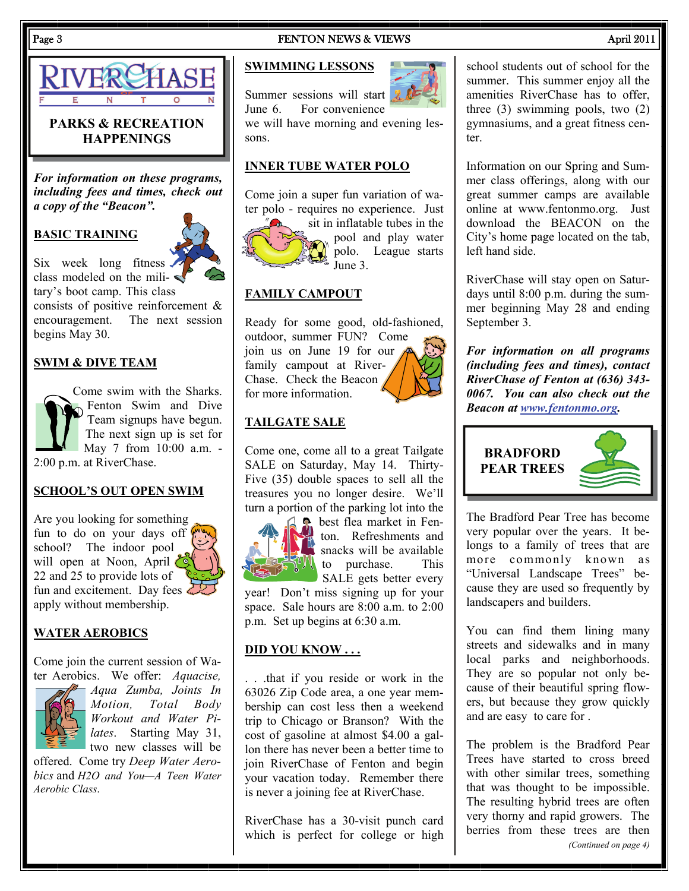# RIVERCHASE OF FENTON

## PARKS & RECREATION HAPPENINGS

***For information on these programs, including fees and times, check out a copy of the "Beacon".***

### BASIC TRAINING

Six week long fitness class modeled on the military's boot camp. This class consists of positive reinforcement & encouragement. The next session begins May 30.

### SWIM & DIVE TEAM

Come swim with the Sharks. Fenton Swim and Dive Team signups have begun. The next sign up is set for May 7 from 10:00 a.m. - 2:00 p.m. at RiverChase.

### SCHOOL'S OUT OPEN SWIM

Are you looking for something fun to do on your days off school? The indoor pool will open at Noon, April 22 and 25 to provide lots of fun and excitement. Day fees apply without membership.

### WATER AEROBICS

Come join the current session of Water Aerobics. We offer: *Aquacise, Aqua Zumba, Joints In Motion, Total Body Workout and Water Pilates*. Starting May 31, two new classes will be offered. Come try *Deep Water Aerobics* and *H2O and You—A Teen Water Aerobic Class*.

### SWIMMING LESSONS

Summer sessions will start June 6. For convenience we will have morning and evening lessons.

### INNER TUBE WATER POLO

Come join a super fun variation of water polo - requires no experience. Just sit in inflatable tubes in the pool and play water polo. League starts June 3.

### FAMILY CAMPOUT

Ready for some good, old-fashioned, outdoor, summer FUN? Come join us on June 19 for our family campout at RiverChase. Check the Beacon for more information.

### TAILGATE SALE

Come one, come all to a great Tailgate SALE on Saturday, May 14. Thirty-Five (35) double spaces to sell all the treasures you no longer desire. We'll turn a portion of the parking lot into the best flea market in Fenton. Refreshments and snacks will be available to purchase. This SALE gets better every year! Don't miss signing up for your space. Sale hours are 8:00 a.m. to 2:00 p.m. Set up begins at 6:30 a.m.

### DID YOU KNOW . . .

. . .that if you reside or work in the 63026 Zip Code area, a one year membership can cost less then a weekend trip to Chicago or Branson? With the cost of gasoline at almost $4.00 a gallon there has never been a better time to join RiverChase of Fenton and begin your vacation today. Remember there is never a joining fee at RiverChase.

RiverChase has a 30-visit punch card which is perfect for college or high school students out of school for the summer. This summer enjoy all the amenities RiverChase has to offer, three (3) swimming pools, two (2) gymnasiums, and a great fitness center.

Information on our Spring and Summer class offerings, along with our great summer camps are available online at www.fentonmo.org. Just download the BEACON on the City's home page located on the tab, left hand side.

RiverChase will stay open on Saturdays until 8:00 p.m. during the summer beginning May 28 and ending September 3.

***For information on all programs (including fees and times), contact RiverChase of Fenton at (636) 343-0067. You can also check out the Beacon at [www.fentonmo.org](http://www.fentonmo.org).***

## BRADFORD PEAR TREES

The Bradford Pear Tree has become very popular over the years. It belongs to a family of trees that are more commonly known as "Universal Landscape Trees" because they are used so frequently by landscapers and builders.

You can find them lining many streets and sidewalks and in many local parks and neighborhoods. They are so popular not only because of their beautiful spring flowers, but because they grow quickly and are easy to care for .

The problem is the Bradford Pear Trees have started to cross breed with other similar trees, something that was thought to be impossible. The resulting hybrid trees are often very thorny and rapid growers. The berries from these trees are then

*(Continued on page 4)*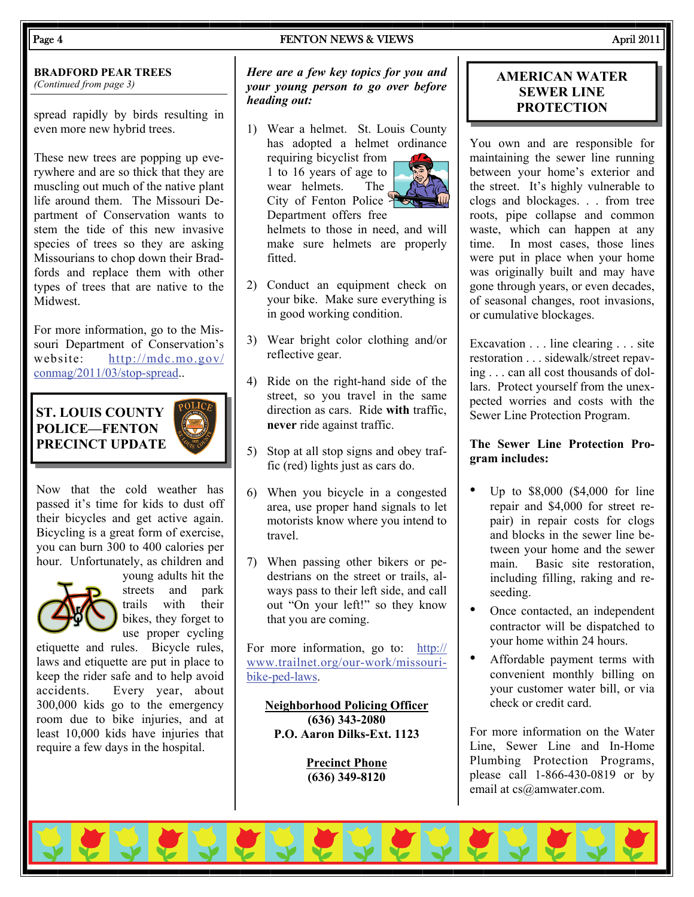**BRADFORD PEAR TREES**
*(Continued from page 3)*

spread rapidly by birds resulting in even more new hybrid trees.

These new trees are popping up everywhere and are so thick that they are muscling out much of the native plant life around them. The Missouri Department of Conservation wants to stem the tide of this new invasive species of trees so they are asking Missourians to chop down their Bradfords and replace them with other types of trees that are native to the Midwest.

For more information, go to the Missouri Department of Conservation's website: http://mdc.mo.gov/conmag/2011/03/stop-spread..

## ST. LOUIS COUNTY POLICE—FENTON PRECINCT UPDATE

Now that the cold weather has passed it's time for kids to dust off their bicycles and get active again. Bicycling is a great form of exercise, you can burn 300 to 400 calories per hour. Unfortunately, as children and young adults hit the streets and park trails with their bikes, they forget to use proper cycling etiquette and rules. Bicycle rules, laws and etiquette are put in place to keep the rider safe and to help avoid accidents. Every year, about 300,000 kids go to the emergency room due to bike injuries, and at least 10,000 kids have injuries that require a few days in the hospital.

***Here are a few key topics for you and your young person to go over before heading out:***

1) Wear a helmet. St. Louis County has adopted a helmet ordinance requiring bicyclist from 1 to 16 years of age to wear helmets. The City of Fenton Police Department offers free helmets to those in need, and will make sure helmets are properly fitted.

2) Conduct an equipment check on your bike. Make sure everything is in good working condition.

3) Wear bright color clothing and/or reflective gear.

4) Ride on the right-hand side of the street, so you travel in the same direction as cars. Ride **with** traffic, **never** ride against traffic.

5) Stop at all stop signs and obey traffic (red) lights just as cars do.

6) When you bicycle in a congested area, use proper hand signals to let motorists know where you intend to travel.

7) When passing other bikers or pedestrians on the street or trails, always pass to their left side, and call out "On your left!" so they know that you are coming.

For more information, go to: http://www.trailnet.org/our-work/missouri-bike-ped-laws.

**<u>Neighborhood Policing Officer</u>**
**(636) 343-2080**
**P.O. Aaron Dilks-Ext. 1123**

**<u>Precinct Phone</u>**
**(636) 349-8120**

## AMERICAN WATER SEWER LINE PROTECTION

You own and are responsible for maintaining the sewer line running between your home's exterior and the street. It's highly vulnerable to clogs and blockages. . . from tree roots, pipe collapse and common waste, which can happen at any time. In most cases, those lines were put in place when your home was originally built and may have gone through years, or even decades, of seasonal changes, root invasions, or cumulative blockages.

Excavation . . . line clearing . . . site restoration . . . sidewalk/street repaving . . . can all cost thousands of dollars. Protect yourself from the unexpected worries and costs with the Sewer Line Protection Program.

**The Sewer Line Protection Program includes:**

- Up to $8,000 ($4,000 for line repair and $4,000 for street repair) in repair costs for clogs and blocks in the sewer line between your home and the sewer main. Basic site restoration, including filling, raking and reseeding.
- Once contacted, an independent contractor will be dispatched to your home within 24 hours.
- Affordable payment terms with convenient monthly billing on your customer water bill, or via check or credit card.

For more information on the Water Line, Sewer Line and In-Home Plumbing Protection Programs, please call 1-866-430-0819 or by email at cs@amwater.com.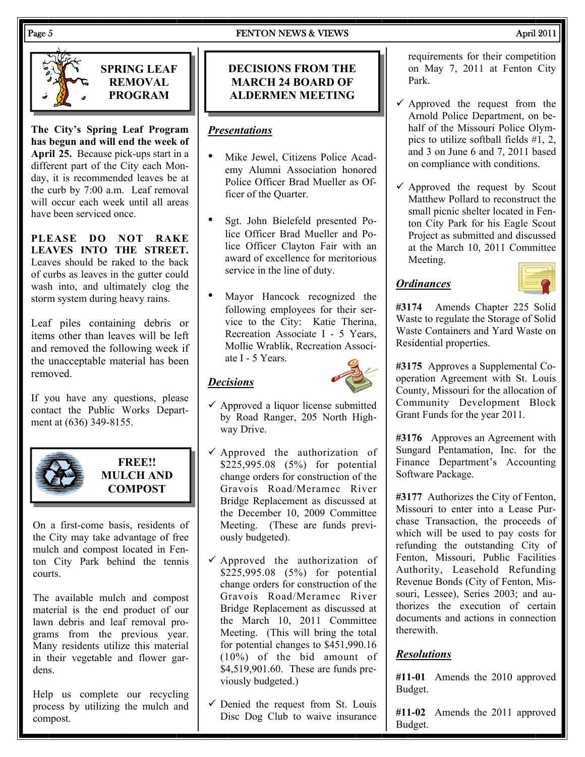## SPRING LEAF REMOVAL PROGRAM

**The City's Spring Leaf Program has begun and will end the week of April 25.** Because pick-ups start in a different part of the City each Monday, it is recommended leaves be at the curb by 7:00 a.m. Leaf removal will occur each week until all areas have been serviced once.

**PLEASE DO NOT RAKE LEAVES INTO THE STREET.** Leaves should be raked to the back of curbs as leaves in the gutter could wash into, and ultimately clog the storm system during heavy rains.

Leaf piles containing debris or items other than leaves will be left and removed the following week if the unacceptable material has been removed.

If you have any questions, please contact the Public Works Department at (636) 349-8155.

## FREE!! MULCH AND COMPOST

On a first-come basis, residents of the City may take advantage of free mulch and compost located in Fenton City Park behind the tennis courts.

The available mulch and compost material is the end product of our lawn debris and leaf removal programs from the previous year. Many residents utilize this material in their vegetable and flower gardens.

Help us complete our recycling process by utilizing the mulch and compost.

## DECISIONS FROM THE MARCH 24 BOARD OF ALDERMEN MEETING

### *Presentations*

- Mike Jewel, Citizens Police Academy Alumni Association honored Police Officer Brad Mueller as Officer of the Quarter.
- Sgt. John Bielefeld presented Police Officer Brad Mueller and Police Officer Clayton Fair with an award of excellence for meritorious service in the line of duty.
- Mayor Hancock recognized the following employees for their service to the City: Katie Therina, Recreation Associate I - 5 Years, Mollie Wrablik, Recreation Associate I - 5 Years.

### *Decisions*

- ✓ Approved a liquor license submitted by Road Ranger, 205 North Highway Drive.
- ✓ Approved the authorization of $225,995.08 (5%) for potential change orders for construction of the Gravois Road/Meramec River Bridge Replacement as discussed at the December 10, 2009 Committee Meeting. (These are funds previously budgeted).
- ✓ Approved the authorization of $225,995.08 (5%) for potential change orders for construction of the Gravois Road/Meramec River Bridge Replacement as discussed at the March 10, 2011 Committee Meeting. (This will bring the total for potential changes to $451,990.16 (10%) of the bid amount of $4,519,901.60. These are funds previously budgeted.)
- ✓ Denied the request from St. Louis Disc Dog Club to waive insurance requirements for their competition on May 7, 2011 at Fenton City Park.
- ✓ Approved the request from the Arnold Police Department, on behalf of the Missouri Police Olympics to utilize softball fields #1, 2, and 3 on June 6 and 7, 2011 based on compliance with conditions.
- ✓ Approved the request by Scout Matthew Pollard to reconstruct the small picnic shelter located in Fenton City Park for his Eagle Scout Project as submitted and discussed at the March 10, 2011 Committee Meeting.

### *Ordinances*

**#3174** Amends Chapter 225 Solid Waste to regulate the Storage of Solid Waste Containers and Yard Waste on Residential properties.

**#3175** Approves a Supplemental Cooperation Agreement with St. Louis County, Missouri for the allocation of Community Development Block Grant Funds for the year 2011.

**#3176** Approves an Agreement with Sungard Pentamation, Inc. for the Finance Department's Accounting Software Package.

**#3177** Authorizes the City of Fenton, Missouri to enter into a Lease Purchase Transaction, the proceeds of which will be used to pay costs for refunding the outstanding City of Fenton, Missouri, Public Facilities Authority, Leasehold Refunding Revenue Bonds (City of Fenton, Missouri, Lessee), Series 2003; and authorizes the execution of certain documents and actions in connection therewith.

### *Resolutions*

**#11-01** Amends the 2010 approved Budget.

**#11-02** Amends the 2011 approved Budget.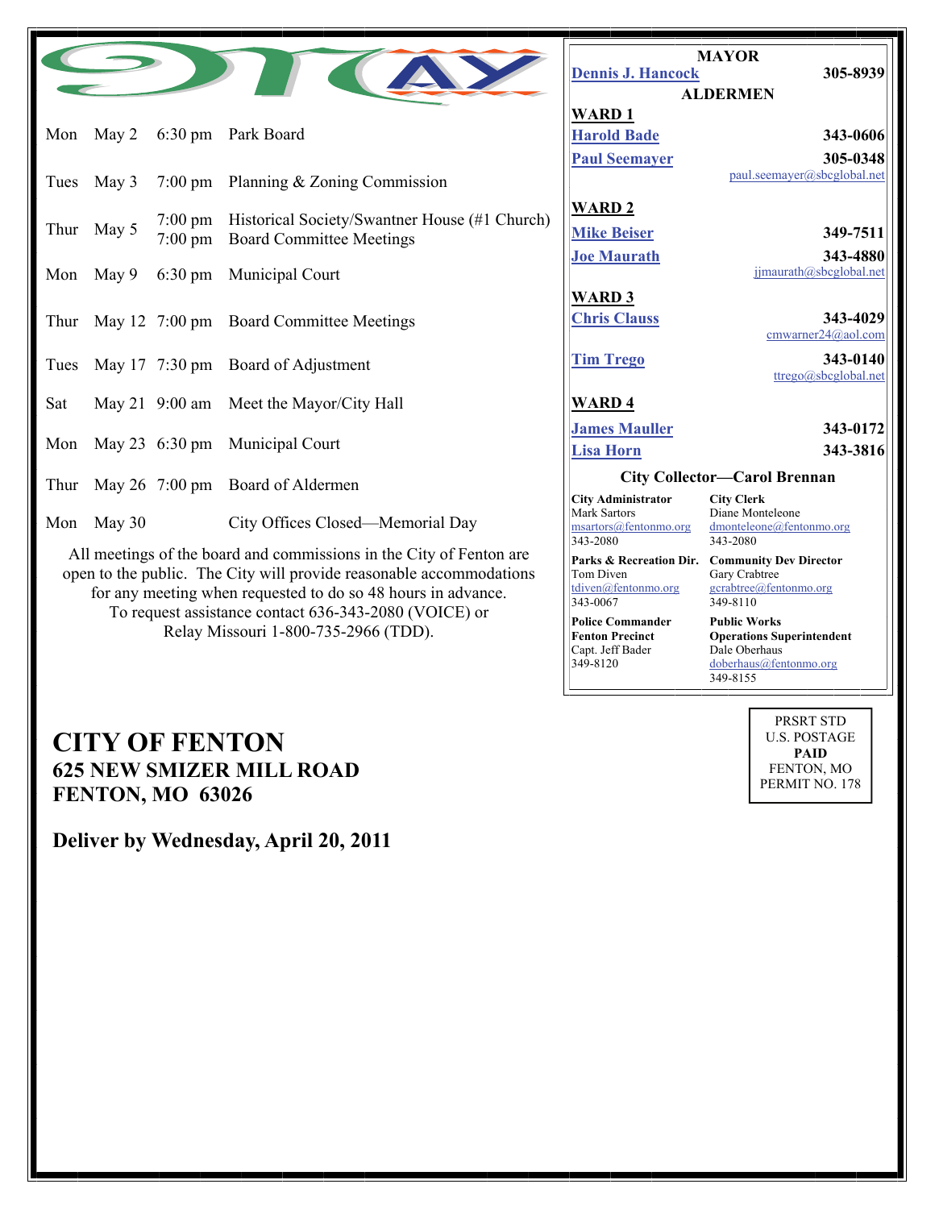# MAY

| | | | |
|---|---|---|---|
| Mon | May 2 | 6:30 pm | Park Board |
| Tues | May 3 | 7:00 pm | Planning & Zoning Commission |
| Thur | May 5 | 7:00 pm<br>7:00 pm | Historical Society/Swantner House (#1 Church)<br>Board Committee Meetings |
| Mon | May 9 | 6:30 pm | Municipal Court |
| Thur | May 12 | 7:00 pm | Board Committee Meetings |
| Tues | May 17 | 7:30 pm | Board of Adjustment |
| Sat | May 21 | 9:00 am | Meet the Mayor/City Hall |
| Mon | May 23 | 6:30 pm | Municipal Court |
| Thur | May 26 | 7:00 pm | Board of Aldermen |
| Mon | May 30 | | City Offices Closed—Memorial Day |

All meetings of the board and commissions in the City of Fenton are open to the public. The City will provide reasonable accommodations for any meeting when requested to do so 48 hours in advance. To request assistance contact 636-343-2080 (VOICE) or Relay Missouri 1-800-735-2966 (TDD).

**MAYOR**

**Dennis J. Hancock** — **305-8939**

**ALDERMEN**

**WARD 1**

**Harold Bade** — **343-0606**

**Paul Seemayer** — **305-0348**
paul.seemayer@sbcglobal.net

**WARD 2**

**Mike Beiser** — **349-7511**

**Joe Maurath** — **343-4880**
jjmaurath@sbcglobal.net

**WARD 3**

**Chris Clauss** — **343-4029**
cmwarner24@aol.com

**Tim Trego** — **343-0140**
ttrego@sbcglobal.net

**WARD 4**

**James Mauller** — **343-0172**

**Lisa Horn** — **343-3816**

**City Collector—Carol Brennan**

**City Administrator**
Mark Sartors
msartors@fentonmo.org
343-2080

**City Clerk**
Diane Monteleone
dmonteleone@fentonmo.org
343-2080

**Parks & Recreation Dir.**
Tom Diven
tdiven@fentonmo.org
343-0067

**Community Dev Director**
Gary Crabtree
gcrabtree@fentonmo.org
349-8110

**Police Commander Fenton Precinct**
Capt. Jeff Bader
349-8120

**Public Works Operations Superintendent**
Dale Oberhaus
doberhaus@fentonmo.org
349-8155

PRSRT STD
U.S. POSTAGE
**PAID**
FENTON, MO
PERMIT NO. 178

## CITY OF FENTON
## 625 NEW SMIZER MILL ROAD
## FENTON, MO 63026

**Deliver by Wednesday, April 20, 2011**